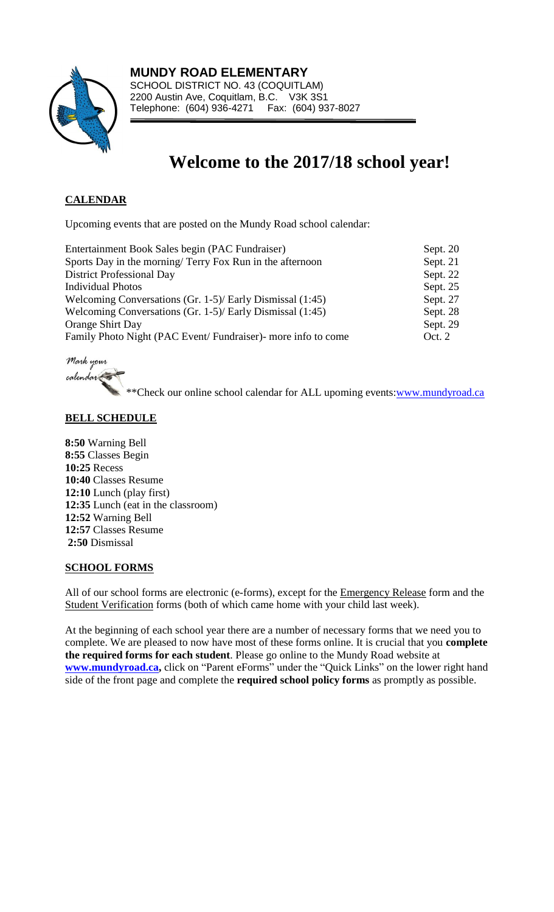**MUNDY ROAD ELEMENTARY**
SCHOOL DISTRICT NO. 43 (COQUITLAM)
2200 Austin Ave, Coquitlam, B.C. V3K 3S1
Telephone: (604) 936-4271 Fax: (604) 937-8027

# Welcome to the 2017/18 school year!

## CALENDAR

Upcoming events that are posted on the Mundy Road school calendar:

| | |
|---|---|
| Entertainment Book Sales begin (PAC Fundraiser) | Sept. 20 |
| Sports Day in the morning/ Terry Fox Run in the afternoon | Sept. 21 |
| District Professional Day | Sept. 22 |
| Individual Photos | Sept. 25 |
| Welcoming Conversations (Gr. 1-5)/ Early Dismissal (1:45) | Sept. 27 |
| Welcoming Conversations (Gr. 1-5)/ Early Dismissal (1:45) | Sept. 28 |
| Orange Shirt Day | Sept. 29 |
| Family Photo Night (PAC Event/ Fundraiser)- more info to come | Oct. 2 |

*Mark your calendar*

**Check our online school calendar for ALL upoming events:www.mundyroad.ca

## BELL SCHEDULE

**8:50** Warning Bell
**8:55** Classes Begin
**10:25** Recess
**10:40** Classes Resume
**12:10** Lunch (play first)
**12:35** Lunch (eat in the classroom)
**12:52** Warning Bell
**12:57** Classes Resume
**2:50** Dismissal

## SCHOOL FORMS

All of our school forms are electronic (e-forms), except for the Emergency Release form and the Student Verification forms (both of which came home with your child last week).

At the beginning of each school year there are a number of necessary forms that we need you to complete. We are pleased to now have most of these forms online. It is crucial that you **complete the required forms for each student**. Please go online to the Mundy Road website at **www.mundyroad.ca,** click on "Parent eForms" under the "Quick Links" on the lower right hand side of the front page and complete the **required school policy forms** as promptly as possible.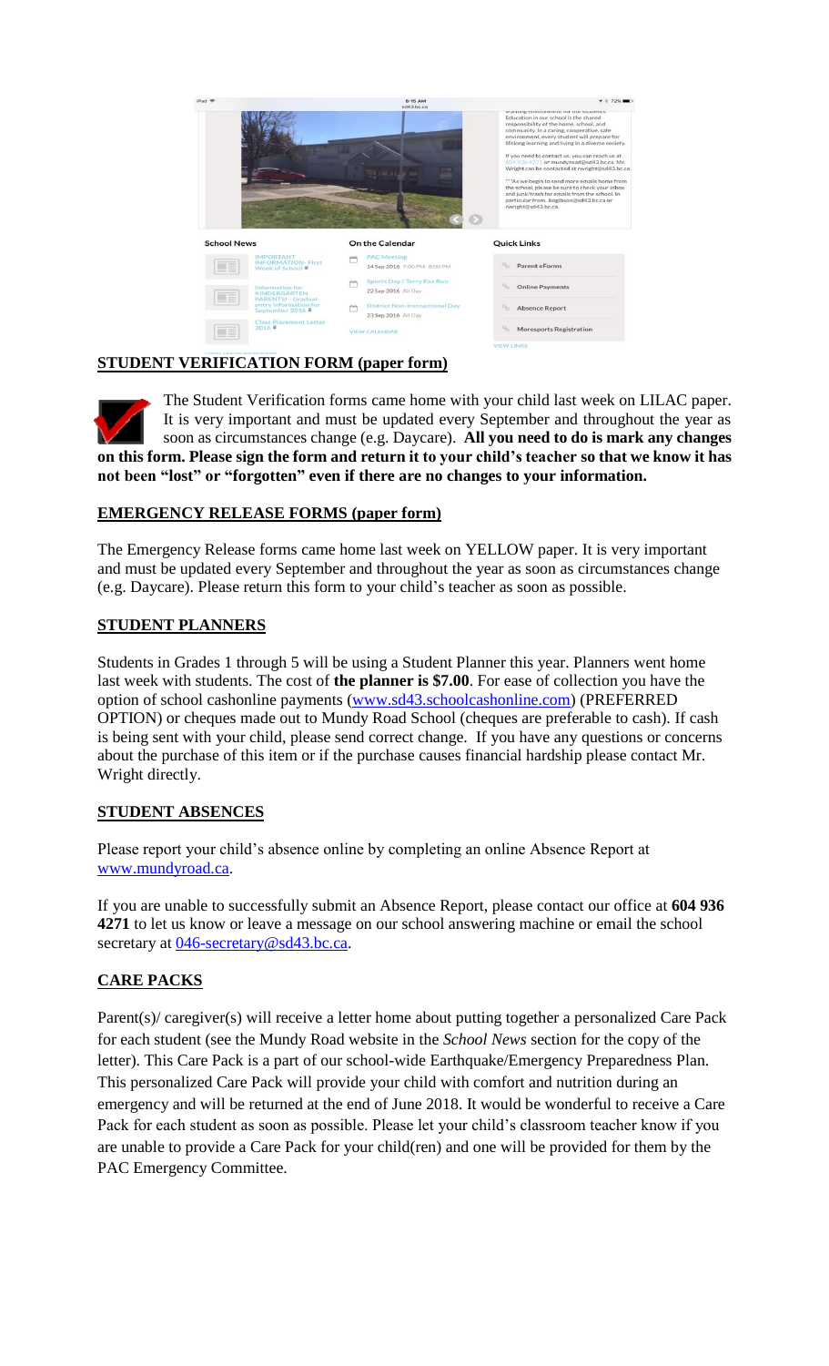**STUDENT VERIFICATION FORM (paper form)**

The Student Verification forms came home with your child last week on LILAC paper. It is very important and must be updated every September and throughout the year as soon as circumstances change (e.g. Daycare). **All you need to do is mark any changes on this form. Please sign the form and return it to your child's teacher so that we know it has not been "lost" or "forgotten" even if there are no changes to your information.**

**EMERGENCY RELEASE FORMS (paper form)**

The Emergency Release forms came home last week on YELLOW paper. It is very important and must be updated every September and throughout the year as soon as circumstances change (e.g. Daycare). Please return this form to your child's teacher as soon as possible.

**STUDENT PLANNERS**

Students in Grades 1 through 5 will be using a Student Planner this year. Planners went home last week with students. The cost of **the planner is $7.00**. For ease of collection you have the option of school cashonline payments (www.sd43.schoolcashonline.com) (PREFERRED OPTION) or cheques made out to Mundy Road School (cheques are preferable to cash). If cash is being sent with your child, please send correct change. If you have any questions or concerns about the purchase of this item or if the purchase causes financial hardship please contact Mr. Wright directly.

**STUDENT ABSENCES**

Please report your child's absence online by completing an online Absence Report at www.mundyroad.ca.

If you are unable to successfully submit an Absence Report, please contact our office at **604 936 4271** to let us know or leave a message on our school answering machine or email the school secretary at 046-secretary@sd43.bc.ca.

**CARE PACKS**

Parent(s)/ caregiver(s) will receive a letter home about putting together a personalized Care Pack for each student (see the Mundy Road website in the *School News* section for the copy of the letter). This Care Pack is a part of our school-wide Earthquake/Emergency Preparedness Plan. This personalized Care Pack will provide your child with comfort and nutrition during an emergency and will be returned at the end of June 2018. It would be wonderful to receive a Care Pack for each student as soon as possible. Please let your child's classroom teacher know if you are unable to provide a Care Pack for your child(ren) and one will be provided for them by the PAC Emergency Committee.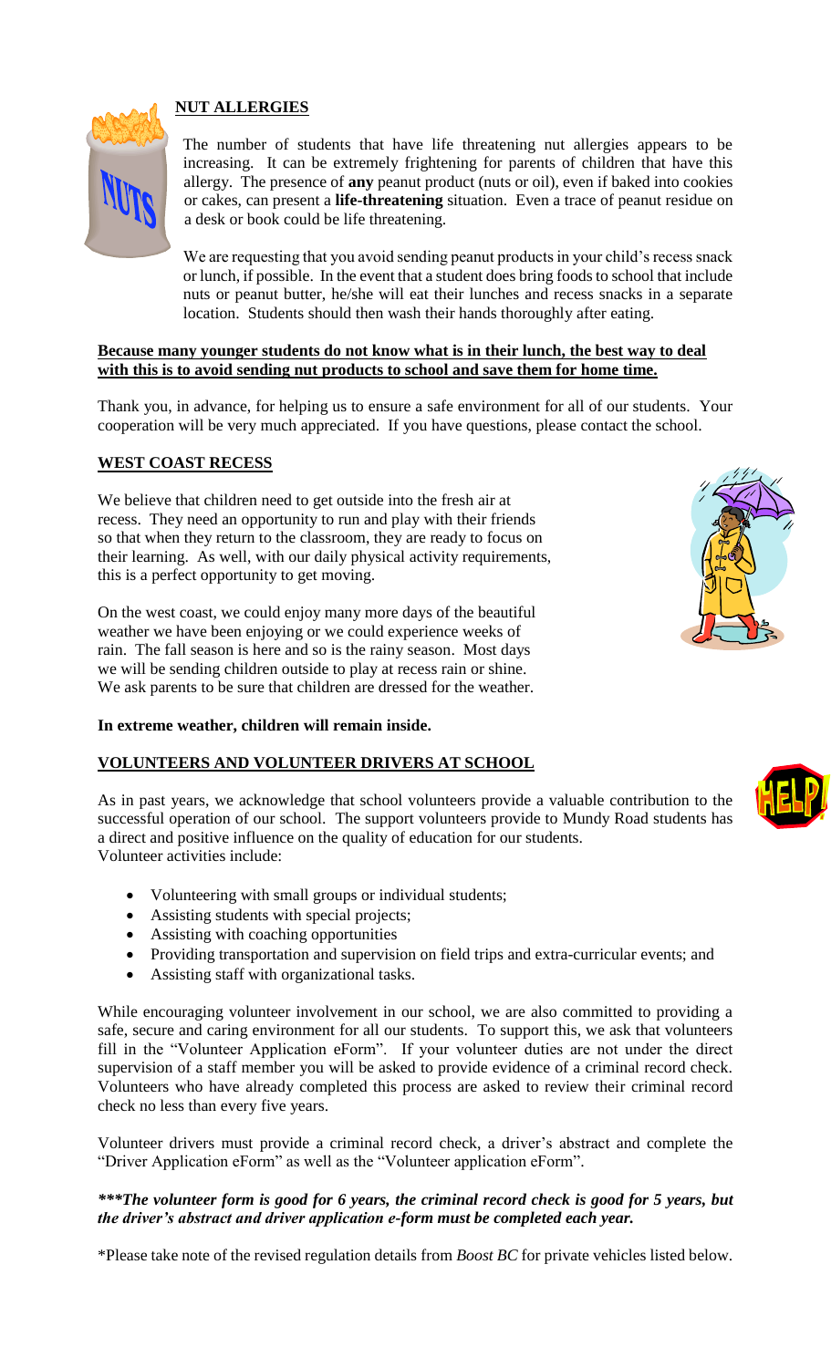## NUT ALLERGIES

The number of students that have life threatening nut allergies appears to be increasing. It can be extremely frightening for parents of children that have this allergy. The presence of **any** peanut product (nuts or oil), even if baked into cookies or cakes, can present a **life-threatening** situation. Even a trace of peanut residue on a desk or book could be life threatening.

We are requesting that you avoid sending peanut products in your child's recess snack or lunch, if possible. In the event that a student does bring foods to school that include nuts or peanut butter, he/she will eat their lunches and recess snacks in a separate location. Students should then wash their hands thoroughly after eating.

**Because many younger students do not know what is in their lunch, the best way to deal with this is to avoid sending nut products to school and save them for home time.**

Thank you, in advance, for helping us to ensure a safe environment for all of our students. Your cooperation will be very much appreciated. If you have questions, please contact the school.

## WEST COAST RECESS

We believe that children need to get outside into the fresh air at recess. They need an opportunity to run and play with their friends so that when they return to the classroom, they are ready to focus on their learning. As well, with our daily physical activity requirements, this is a perfect opportunity to get moving.

On the west coast, we could enjoy many more days of the beautiful weather we have been enjoying or we could experience weeks of rain. The fall season is here and so is the rainy season. Most days we will be sending children outside to play at recess rain or shine. We ask parents to be sure that children are dressed for the weather.

**In extreme weather, children will remain inside.**

## VOLUNTEERS AND VOLUNTEER DRIVERS AT SCHOOL

As in past years, we acknowledge that school volunteers provide a valuable contribution to the successful operation of our school. The support volunteers provide to Mundy Road students has a direct and positive influence on the quality of education for our students.
Volunteer activities include:

- Volunteering with small groups or individual students;
- Assisting students with special projects;
- Assisting with coaching opportunities
- Providing transportation and supervision on field trips and extra-curricular events; and
- Assisting staff with organizational tasks.

While encouraging volunteer involvement in our school, we are also committed to providing a safe, secure and caring environment for all our students. To support this, we ask that volunteers fill in the "Volunteer Application eForm". If your volunteer duties are not under the direct supervision of a staff member you will be asked to provide evidence of a criminal record check. Volunteers who have already completed this process are asked to review their criminal record check no less than every five years.

Volunteer drivers must provide a criminal record check, a driver's abstract and complete the "Driver Application eForm" as well as the "Volunteer application eForm".

***\*\*\*The volunteer form is good for 6 years, the criminal record check is good for 5 years, but the driver's abstract and driver application e-form must be completed each year.***

*Please take note of the revised regulation details from *Boost BC* for private vehicles listed below.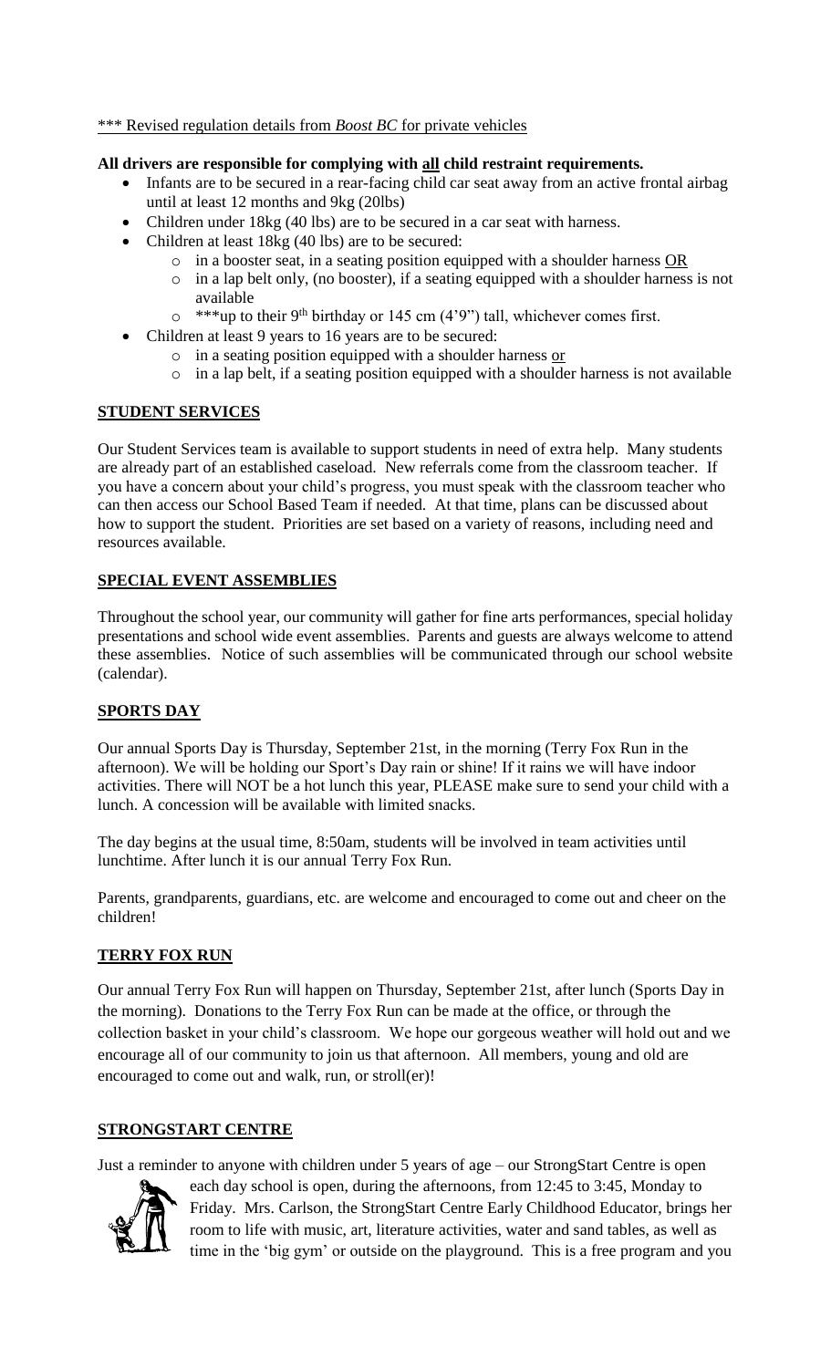\*\*\* Revised regulation details from *Boost BC* for private vehicles

**All drivers are responsible for complying with all child restraint requirements.**

- Infants are to be secured in a rear-facing child car seat away from an active frontal airbag until at least 12 months and 9kg (20lbs)
- Children under 18kg (40 lbs) are to be secured in a car seat with harness.
- Children at least 18kg (40 lbs) are to be secured:
  - in a booster seat, in a seating position equipped with a shoulder harness OR
  - in a lap belt only, (no booster), if a seating equipped with a shoulder harness is not available
  - \*\*\*up to their 9th birthday or 145 cm (4'9") tall, whichever comes first.
- Children at least 9 years to 16 years are to be secured:
  - in a seating position equipped with a shoulder harness or
  - in a lap belt, if a seating position equipped with a shoulder harness is not available

## STUDENT SERVICES

Our Student Services team is available to support students in need of extra help. Many students are already part of an established caseload. New referrals come from the classroom teacher. If you have a concern about your child's progress, you must speak with the classroom teacher who can then access our School Based Team if needed. At that time, plans can be discussed about how to support the student. Priorities are set based on a variety of reasons, including need and resources available.

## SPECIAL EVENT ASSEMBLIES

Throughout the school year, our community will gather for fine arts performances, special holiday presentations and school wide event assemblies. Parents and guests are always welcome to attend these assemblies. Notice of such assemblies will be communicated through our school website (calendar).

## SPORTS DAY

Our annual Sports Day is Thursday, September 21st, in the morning (Terry Fox Run in the afternoon). We will be holding our Sport's Day rain or shine! If it rains we will have indoor activities. There will NOT be a hot lunch this year, PLEASE make sure to send your child with a lunch. A concession will be available with limited snacks.

The day begins at the usual time, 8:50am, students will be involved in team activities until lunchtime. After lunch it is our annual Terry Fox Run.

Parents, grandparents, guardians, etc. are welcome and encouraged to come out and cheer on the children!

## TERRY FOX RUN

Our annual Terry Fox Run will happen on Thursday, September 21st, after lunch (Sports Day in the morning). Donations to the Terry Fox Run can be made at the office, or through the collection basket in your child's classroom. We hope our gorgeous weather will hold out and we encourage all of our community to join us that afternoon. All members, young and old are encouraged to come out and walk, run, or stroll(er)!

## STRONGSTART CENTRE

Just a reminder to anyone with children under 5 years of age – our StrongStart Centre is open each day school is open, during the afternoons, from 12:45 to 3:45, Monday to Friday. Mrs. Carlson, the StrongStart Centre Early Childhood Educator, brings her room to life with music, art, literature activities, water and sand tables, as well as time in the 'big gym' or outside on the playground. This is a free program and you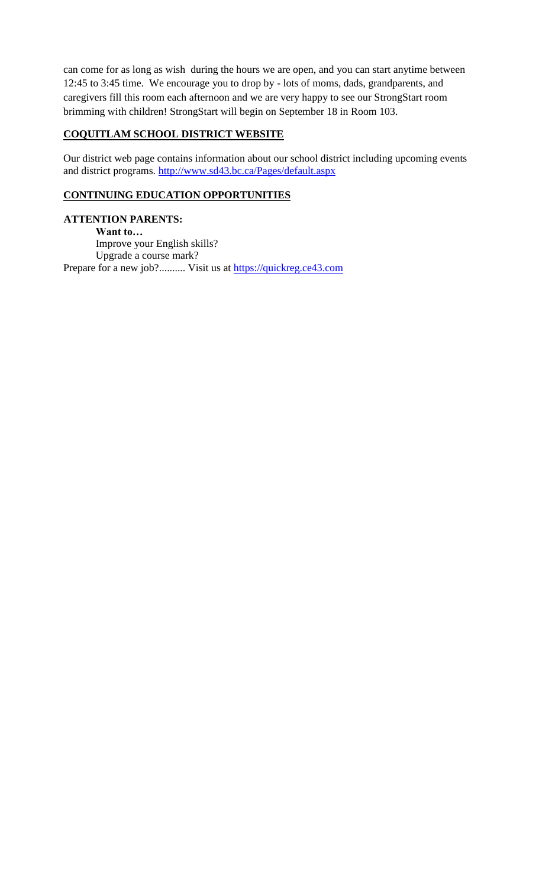can come for as long as wish during the hours we are open, and you can start anytime between 12:45 to 3:45 time. We encourage you to drop by - lots of moms, dads, grandparents, and caregivers fill this room each afternoon and we are very happy to see our StrongStart room brimming with children! StrongStart will begin on September 18 in Room 103.

## COQUITLAM SCHOOL DISTRICT WEBSITE

Our district web page contains information about our school district including upcoming events and district programs. http://www.sd43.bc.ca/Pages/default.aspx

## CONTINUING EDUCATION OPPORTUNITIES

**ATTENTION PARENTS:**

**Want to…**

Improve your English skills?
Upgrade a course mark?
Prepare for a new job?.......... Visit us at https://quickreg.ce43.com